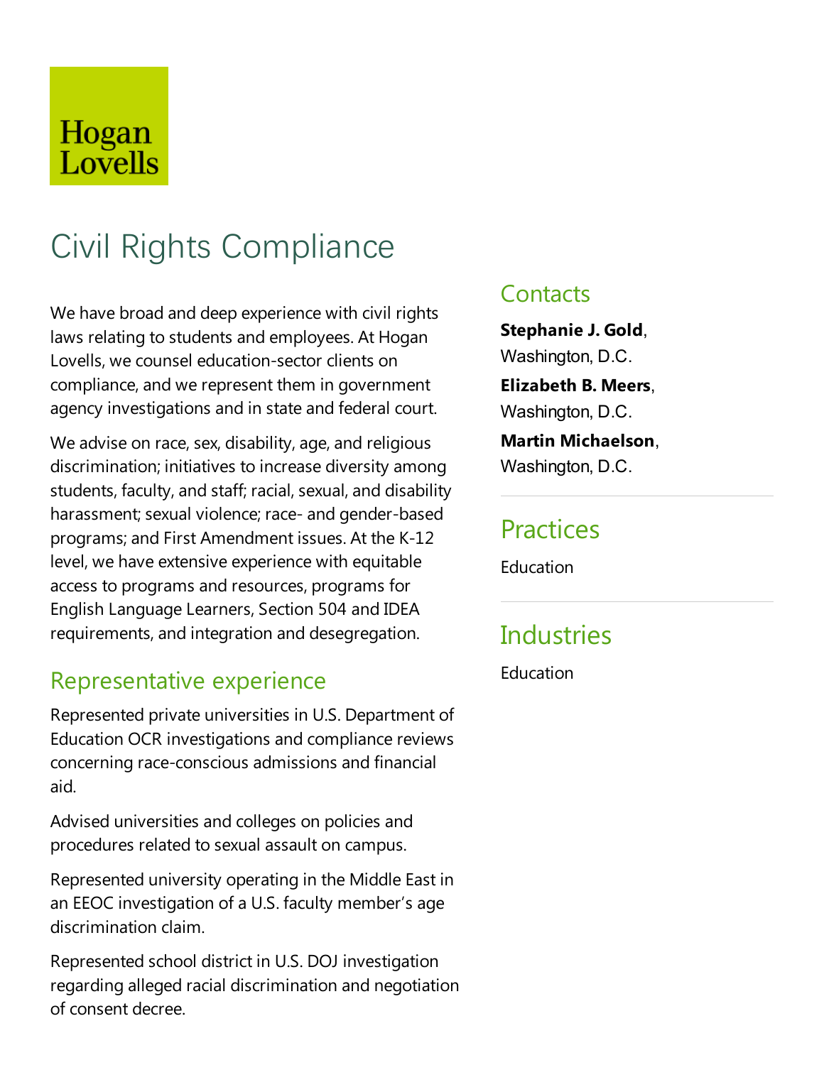Hogan Lovells

# Civil Rights Compliance

We have broad and deep experience with civil rights laws relating to students and employees. At Hogan Lovells, we counsel education-sector clients on compliance, and we represent them in government agency investigations and in state and federal court.

We advise on race, sex, disability, age, and religious discrimination; initiatives to increase diversity among students, faculty, and staff; racial, sexual, and disability harassment; sexual violence; race- and gender-based programs; and First Amendment issues. At the K-12 level, we have extensive experience with equitable access to programs and resources, programs for English Language Learners, Section 504 and IDEA requirements, and integration and desegregation.

## Representative experience

Represented private universities in U.S. Department of Education OCR investigations and compliance reviews concerning race-conscious admissions and financial aid.

Advised universities and colleges on policies and procedures related to sexual assault on campus.

Represented university operating in the Middle East in an EEOC investigation of a U.S. faculty member's age discrimination claim.

Represented school district in U.S. DOJ investigation regarding alleged racial discrimination and negotiation of consent decree.

## Contacts

**Stephanie J. Gold**, Washington, D.C.

**Elizabeth B. Meers**, Washington, D.C.

**Martin Michaelson**, Washington, D.C.

## Practices

Education

## Industries

Education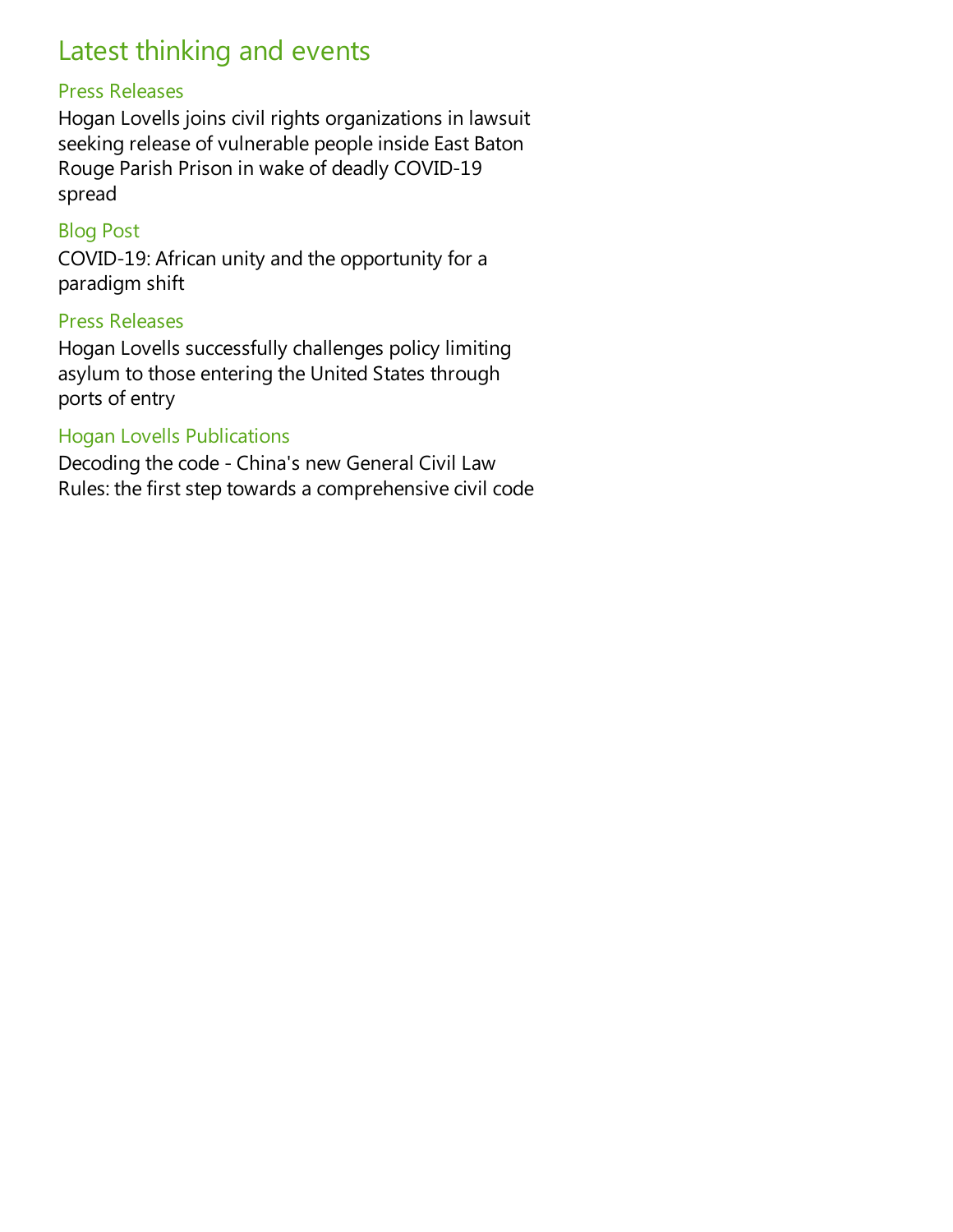## Latest thinking and events

### Press Releases

Hogan Lovells joins civil rights organizations in lawsuit seeking release of vulnerable people inside East Baton Rouge Parish Prison in wake of deadly COVID-19 spread

### Blog Post

COVID-19: African unity and the opportunity for a paradigm shift

### Press Releases

Hogan Lovells successfully challenges policy limiting asylum to those entering the United States through ports of entry

### Hogan Lovells Publications

Decoding the code - China's new General Civil Law Rules: the first step towards a comprehensive civil code